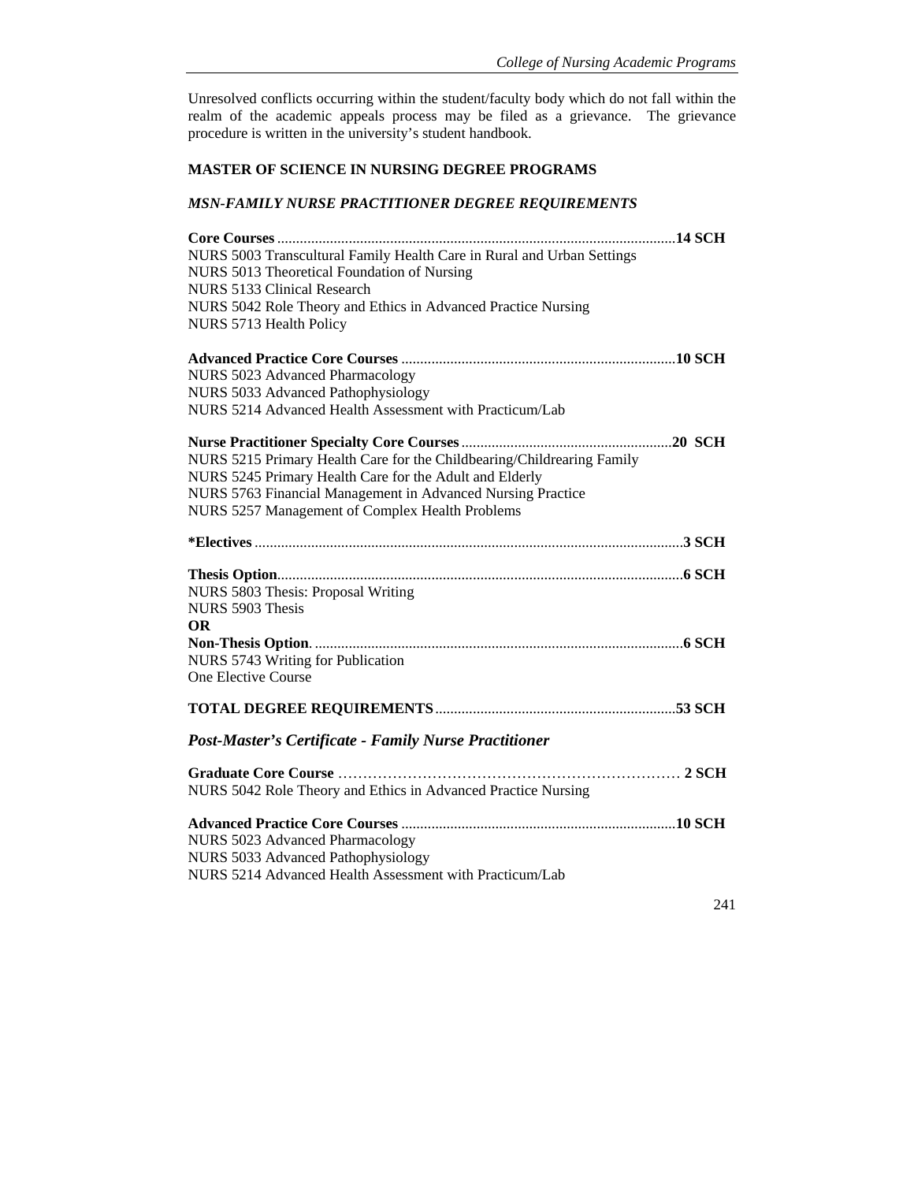Unresolved conflicts occurring within the student/faculty body which do not fall within the realm of the academic appeals process may be filed as a grievance. The grievance procedure is written in the university's student handbook.

## MASTER OF SCIENCE IN NURSING DEGREE PROGRAMS

### *MSN-FAMILY NURSE PRACTITIONER DEGREE REQUIREMENTS*

**Core Courses** .......................................................................................................**14 SCH**
NURS 5003 Transcultural Family Health Care in Rural and Urban Settings
NURS 5013 Theoretical Foundation of Nursing
NURS 5133 Clinical Research
NURS 5042 Role Theory and Ethics in Advanced Practice Nursing
NURS 5713 Health Policy

**Advanced Practice Core Courses** .......................................................................**10 SCH**
NURS 5023 Advanced Pharmacology
NURS 5033 Advanced Pathophysiology
NURS 5214 Advanced Health Assessment with Practicum/Lab

**Nurse Practitioner Specialty Core Courses** .......................................................**20 SCH**
NURS 5215 Primary Health Care for the Childbearing/Childrearing Family
NURS 5245 Primary Health Care for the Adult and Elderly
NURS 5763 Financial Management in Advanced Nursing Practice
NURS 5257 Management of Complex Health Problems

**\*Electives** ................................................................................................................**3 SCH**

**Thesis Option**...........................................................................................................**6 SCH**
NURS 5803 Thesis: Proposal Writing
NURS 5903 Thesis
**OR**
**Non-Thesis Option**. .................................................................................................**6 SCH**
NURS 5743 Writing for Publication
One Elective Course

**TOTAL DEGREE REQUIREMENTS**...............................................................**53 SCH**

### *Post-Master's Certificate - Family Nurse Practitioner*

**Graduate Core Course** ………………………………………………………………… **2 SCH**
NURS 5042 Role Theory and Ethics in Advanced Practice Nursing

**Advanced Practice Core Courses** .......................................................................**10 SCH**
NURS 5023 Advanced Pharmacology
NURS 5033 Advanced Pathophysiology
NURS 5214 Advanced Health Assessment with Practicum/Lab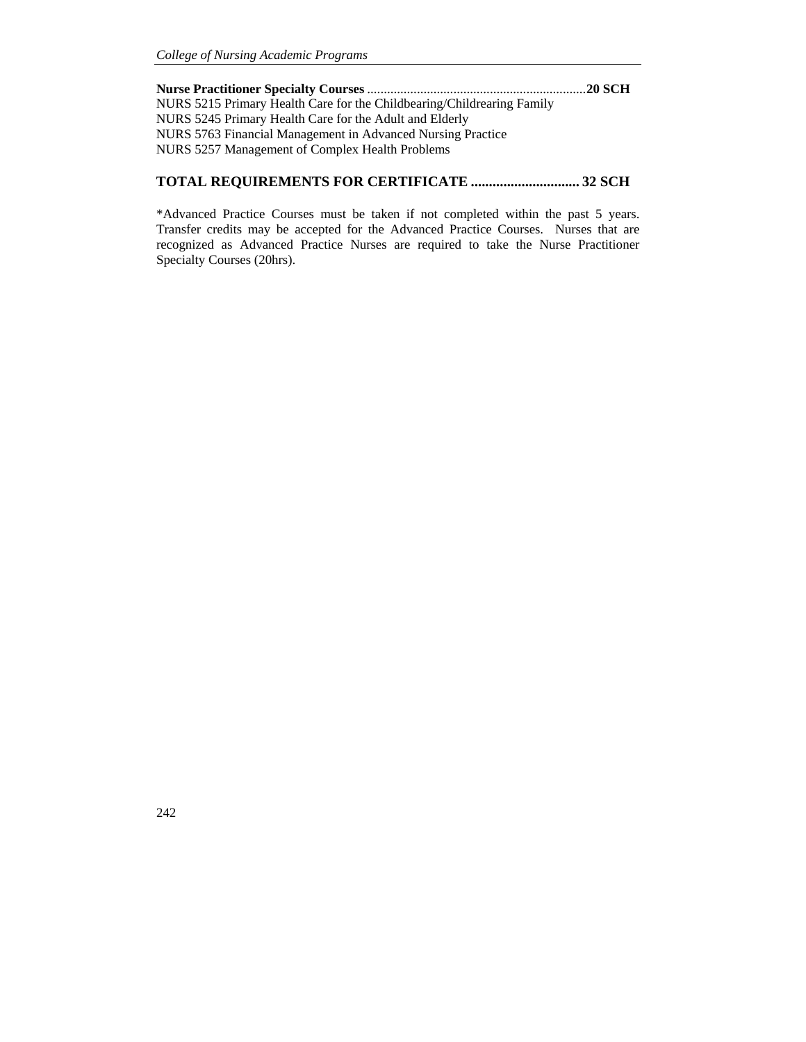**Nurse Practitioner Specialty Courses** .................................................................**20 SCH**

NURS 5215 Primary Health Care for the Childbearing/Childrearing Family
NURS 5245 Primary Health Care for the Adult and Elderly
NURS 5763 Financial Management in Advanced Nursing Practice
NURS 5257 Management of Complex Health Problems

**TOTAL REQUIREMENTS FOR CERTIFICATE .............................. 32 SCH**

*Advanced Practice Courses must be taken if not completed within the past 5 years. Transfer credits may be accepted for the Advanced Practice Courses. Nurses that are recognized as Advanced Practice Nurses are required to take the Nurse Practitioner Specialty Courses (20hrs).